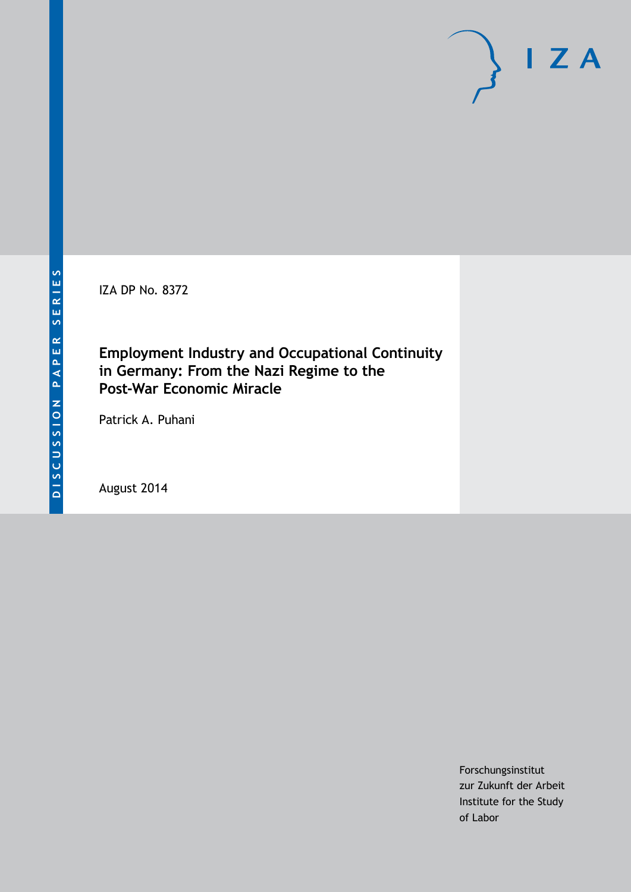DISCUSSION PAPER SERIES

IZA

IZA DP No. 8372

# Employment Industry and Occupational Continuity in Germany: From the Nazi Regime to the Post-War Economic Miracle

Patrick A. Puhani

August 2014

Forschungsinstitut
zur Zukunft der Arbeit
Institute for the Study
of Labor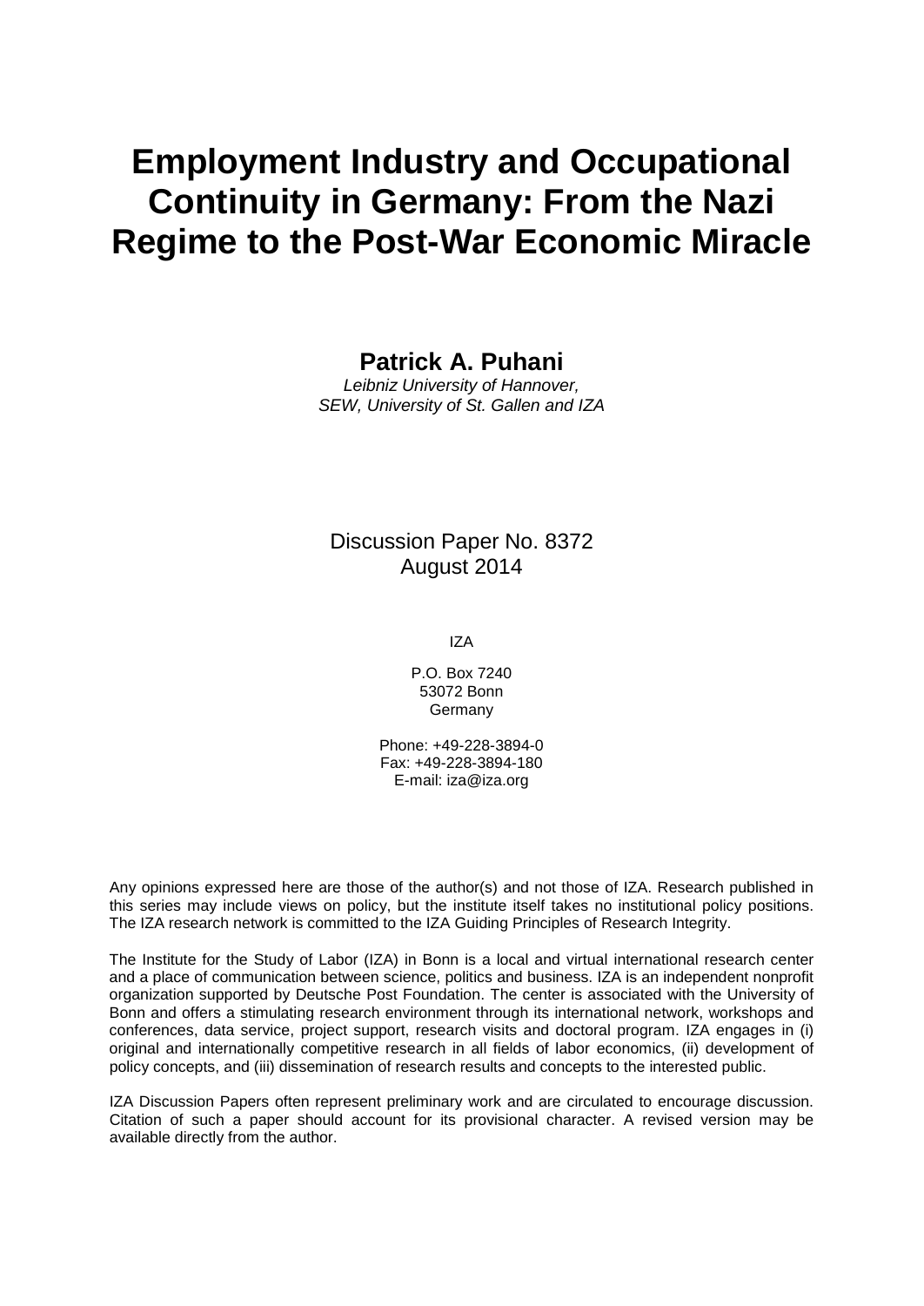# Employment Industry and Occupational Continuity in Germany: From the Nazi Regime to the Post-War Economic Miracle

**Patrick A. Puhani**

*Leibniz University of Hannover,*
*SEW, University of St. Gallen and IZA*

Discussion Paper No. 8372
August 2014

IZA

P.O. Box 7240
53072 Bonn
Germany

Phone: +49-228-3894-0
Fax: +49-228-3894-180
E-mail: iza@iza.org

Any opinions expressed here are those of the author(s) and not those of IZA. Research published in this series may include views on policy, but the institute itself takes no institutional policy positions. The IZA research network is committed to the IZA Guiding Principles of Research Integrity.

The Institute for the Study of Labor (IZA) in Bonn is a local and virtual international research center and a place of communication between science, politics and business. IZA is an independent nonprofit organization supported by Deutsche Post Foundation. The center is associated with the University of Bonn and offers a stimulating research environment through its international network, workshops and conferences, data service, project support, research visits and doctoral program. IZA engages in (i) original and internationally competitive research in all fields of labor economics, (ii) development of policy concepts, and (iii) dissemination of research results and concepts to the interested public.

IZA Discussion Papers often represent preliminary work and are circulated to encourage discussion. Citation of such a paper should account for its provisional character. A revised version may be available directly from the author.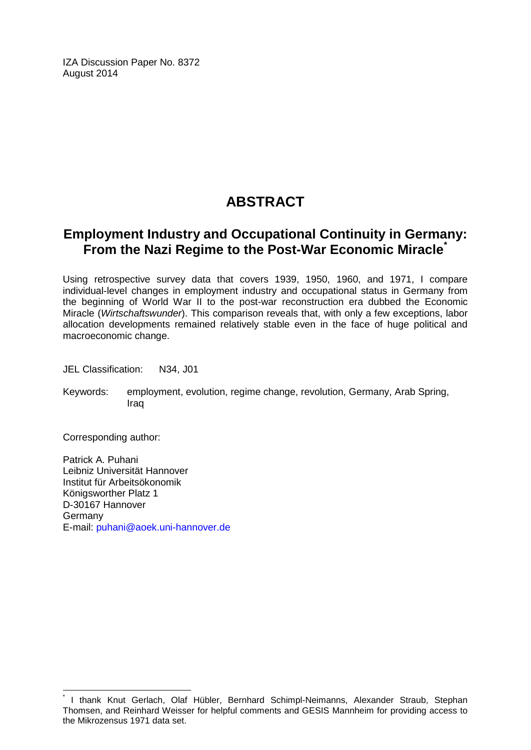IZA Discussion Paper No. 8372
August 2014

# ABSTRACT

## Employment Industry and Occupational Continuity in Germany: From the Nazi Regime to the Post-War Economic Miracle*

Using retrospective survey data that covers 1939, 1950, 1960, and 1971, I compare individual-level changes in employment industry and occupational status in Germany from the beginning of World War II to the post-war reconstruction era dubbed the Economic Miracle (*Wirtschaftswunder*). This comparison reveals that, with only a few exceptions, labor allocation developments remained relatively stable even in the face of huge political and macroeconomic change.

JEL Classification: N34, J01

Keywords: employment, evolution, regime change, revolution, Germany, Arab Spring, Iraq

Corresponding author:

Patrick A. Puhani
Leibniz Universität Hannover
Institut für Arbeitsökonomik
Königsworther Platz 1
D-30167 Hannover
Germany
E-mail: puhani@aoek.uni-hannover.de

---

* I thank Knut Gerlach, Olaf Hübler, Bernhard Schimpl-Neimanns, Alexander Straub, Stephan Thomsen, and Reinhard Weisser for helpful comments and GESIS Mannheim for providing access to the Mikrozensus 1971 data set.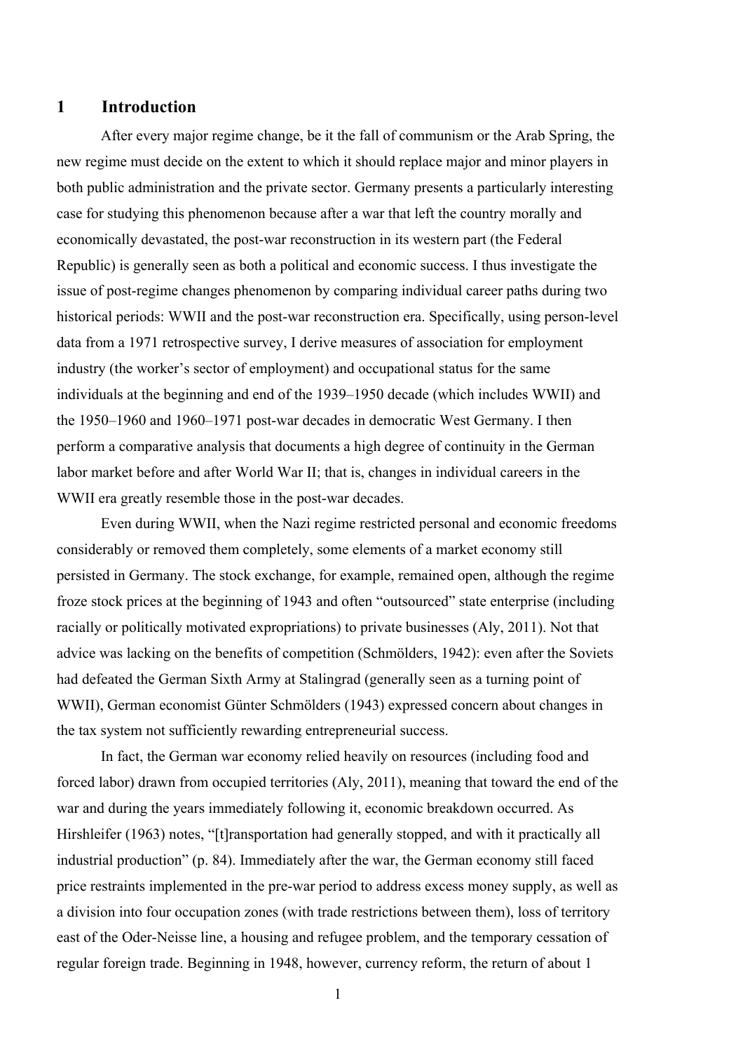# 1 Introduction

After every major regime change, be it the fall of communism or the Arab Spring, the new regime must decide on the extent to which it should replace major and minor players in both public administration and the private sector. Germany presents a particularly interesting case for studying this phenomenon because after a war that left the country morally and economically devastated, the post-war reconstruction in its western part (the Federal Republic) is generally seen as both a political and economic success. I thus investigate the issue of post-regime changes phenomenon by comparing individual career paths during two historical periods: WWII and the post-war reconstruction era. Specifically, using person-level data from a 1971 retrospective survey, I derive measures of association for employment industry (the worker's sector of employment) and occupational status for the same individuals at the beginning and end of the 1939–1950 decade (which includes WWII) and the 1950–1960 and 1960–1971 post-war decades in democratic West Germany. I then perform a comparative analysis that documents a high degree of continuity in the German labor market before and after World War II; that is, changes in individual careers in the WWII era greatly resemble those in the post-war decades.

Even during WWII, when the Nazi regime restricted personal and economic freedoms considerably or removed them completely, some elements of a market economy still persisted in Germany. The stock exchange, for example, remained open, although the regime froze stock prices at the beginning of 1943 and often "outsourced" state enterprise (including racially or politically motivated expropriations) to private businesses (Aly, 2011). Not that advice was lacking on the benefits of competition (Schmölders, 1942): even after the Soviets had defeated the German Sixth Army at Stalingrad (generally seen as a turning point of WWII), German economist Günter Schmölders (1943) expressed concern about changes in the tax system not sufficiently rewarding entrepreneurial success.

In fact, the German war economy relied heavily on resources (including food and forced labor) drawn from occupied territories (Aly, 2011), meaning that toward the end of the war and during the years immediately following it, economic breakdown occurred. As Hirshleifer (1963) notes, "[t]ransportation had generally stopped, and with it practically all industrial production" (p. 84). Immediately after the war, the German economy still faced price restraints implemented in the pre-war period to address excess money supply, as well as a division into four occupation zones (with trade restrictions between them), loss of territory east of the Oder-Neisse line, a housing and refugee problem, and the temporary cessation of regular foreign trade. Beginning in 1948, however, currency reform, the return of about 1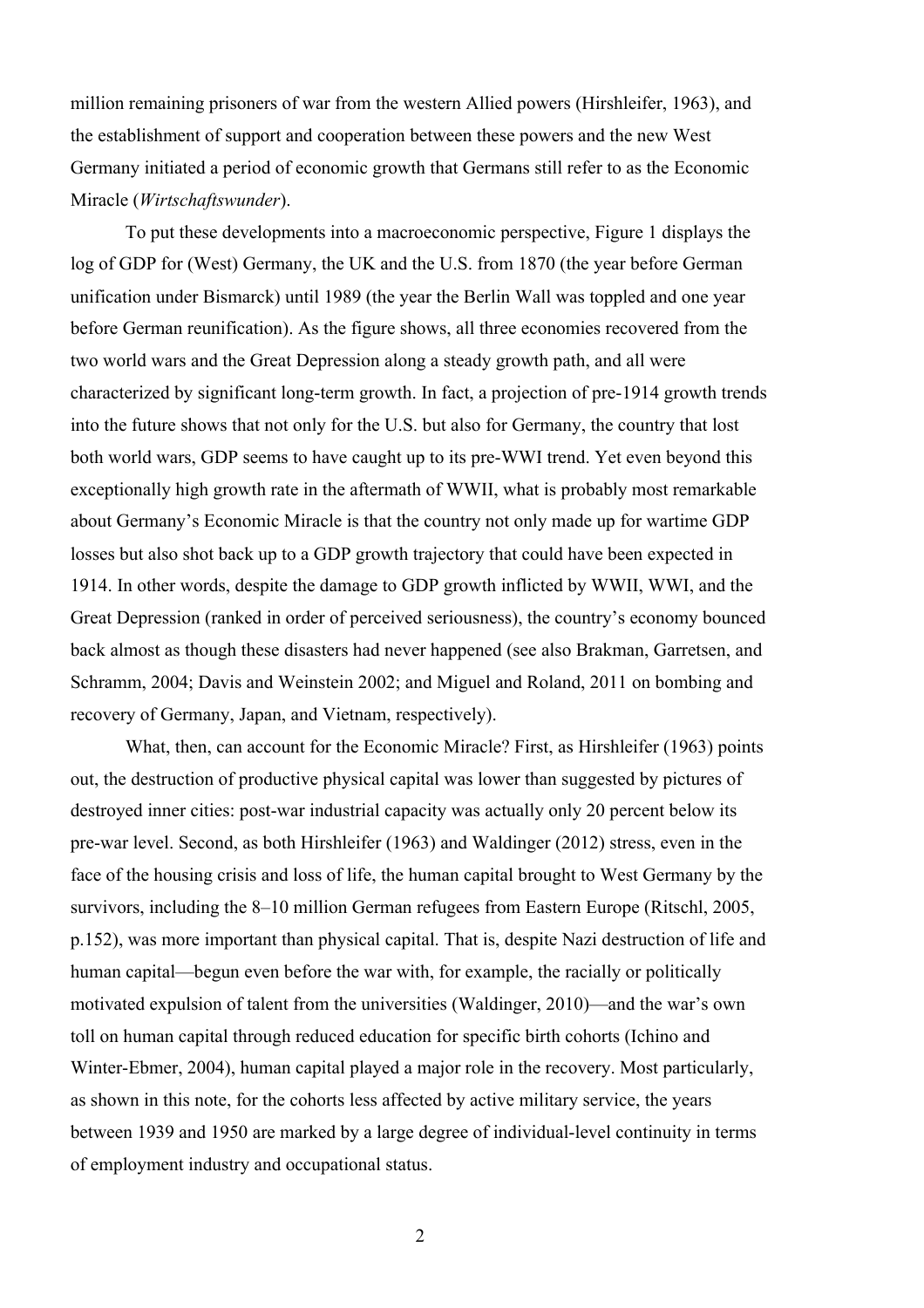million remaining prisoners of war from the western Allied powers (Hirshleifer, 1963), and the establishment of support and cooperation between these powers and the new West Germany initiated a period of economic growth that Germans still refer to as the Economic Miracle (*Wirtschaftswunder*).

To put these developments into a macroeconomic perspective, Figure 1 displays the log of GDP for (West) Germany, the UK and the U.S. from 1870 (the year before German unification under Bismarck) until 1989 (the year the Berlin Wall was toppled and one year before German reunification). As the figure shows, all three economies recovered from the two world wars and the Great Depression along a steady growth path, and all were characterized by significant long-term growth. In fact, a projection of pre-1914 growth trends into the future shows that not only for the U.S. but also for Germany, the country that lost both world wars, GDP seems to have caught up to its pre-WWI trend. Yet even beyond this exceptionally high growth rate in the aftermath of WWII, what is probably most remarkable about Germany's Economic Miracle is that the country not only made up for wartime GDP losses but also shot back up to a GDP growth trajectory that could have been expected in 1914. In other words, despite the damage to GDP growth inflicted by WWII, WWI, and the Great Depression (ranked in order of perceived seriousness), the country's economy bounced back almost as though these disasters had never happened (see also Brakman, Garretsen, and Schramm, 2004; Davis and Weinstein 2002; and Miguel and Roland, 2011 on bombing and recovery of Germany, Japan, and Vietnam, respectively).

What, then, can account for the Economic Miracle? First, as Hirshleifer (1963) points out, the destruction of productive physical capital was lower than suggested by pictures of destroyed inner cities: post-war industrial capacity was actually only 20 percent below its pre-war level. Second, as both Hirshleifer (1963) and Waldinger (2012) stress, even in the face of the housing crisis and loss of life, the human capital brought to West Germany by the survivors, including the 8–10 million German refugees from Eastern Europe (Ritschl, 2005, p.152), was more important than physical capital. That is, despite Nazi destruction of life and human capital—begun even before the war with, for example, the racially or politically motivated expulsion of talent from the universities (Waldinger, 2010)—and the war's own toll on human capital through reduced education for specific birth cohorts (Ichino and Winter-Ebmer, 2004), human capital played a major role in the recovery. Most particularly, as shown in this note, for the cohorts less affected by active military service, the years between 1939 and 1950 are marked by a large degree of individual-level continuity in terms of employment industry and occupational status.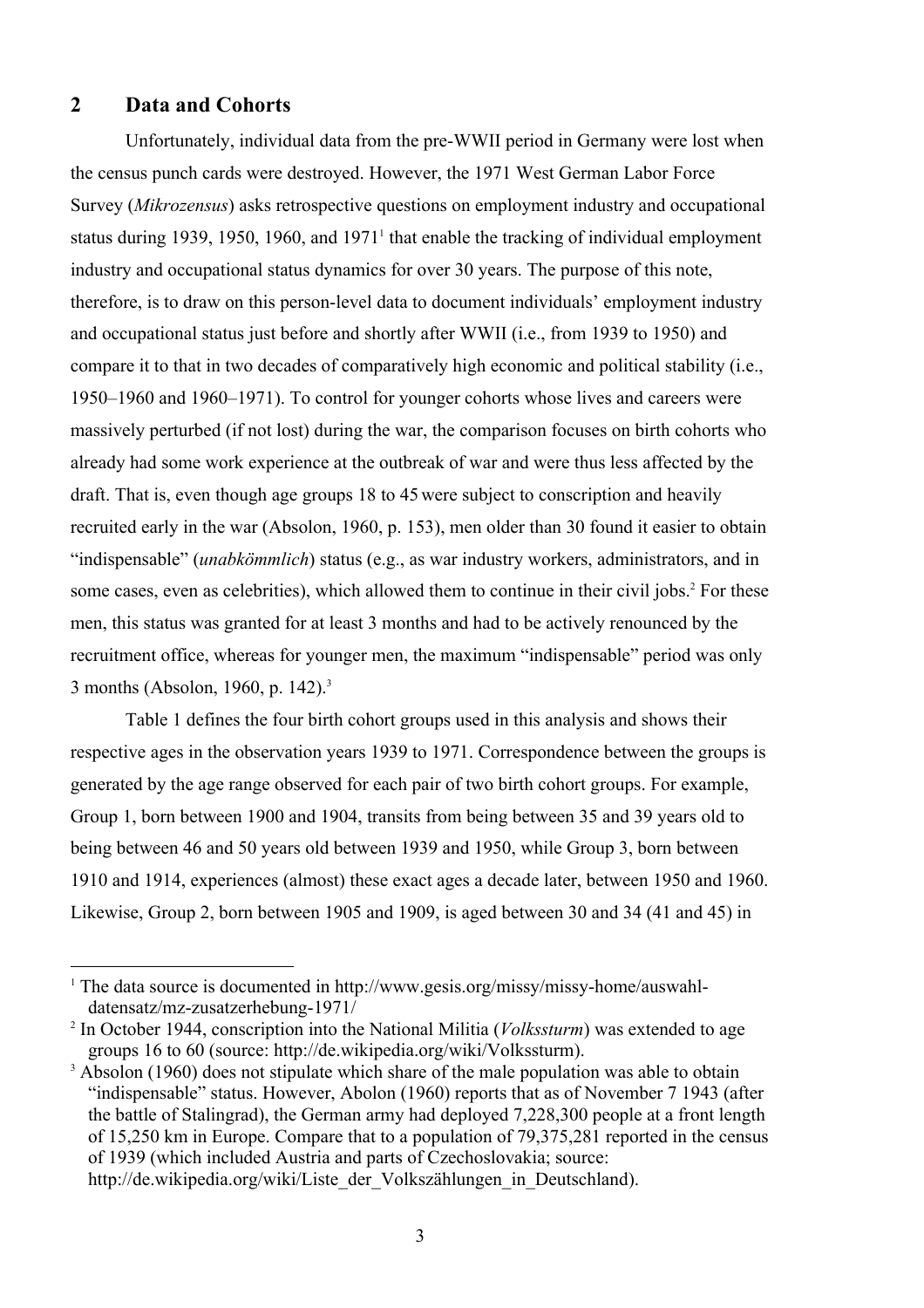## 2 Data and Cohorts

Unfortunately, individual data from the pre-WWII period in Germany were lost when the census punch cards were destroyed. However, the 1971 West German Labor Force Survey (*Mikrozensus*) asks retrospective questions on employment industry and occupational status during 1939, 1950, 1960, and 1971[1] that enable the tracking of individual employment industry and occupational status dynamics for over 30 years. The purpose of this note, therefore, is to draw on this person-level data to document individuals' employment industry and occupational status just before and shortly after WWII (i.e., from 1939 to 1950) and compare it to that in two decades of comparatively high economic and political stability (i.e., 1950–1960 and 1960–1971). To control for younger cohorts whose lives and careers were massively perturbed (if not lost) during the war, the comparison focuses on birth cohorts who already had some work experience at the outbreak of war and were thus less affected by the draft. That is, even though age groups 18 to 45 were subject to conscription and heavily recruited early in the war (Absolon, 1960, p. 153), men older than 30 found it easier to obtain "indispensable" (*unabkömmlich*) status (e.g., as war industry workers, administrators, and in some cases, even as celebrities), which allowed them to continue in their civil jobs.[2] For these men, this status was granted for at least 3 months and had to be actively renounced by the recruitment office, whereas for younger men, the maximum "indispensable" period was only 3 months (Absolon, 1960, p. 142).[3]

Table 1 defines the four birth cohort groups used in this analysis and shows their respective ages in the observation years 1939 to 1971. Correspondence between the groups is generated by the age range observed for each pair of two birth cohort groups. For example, Group 1, born between 1900 and 1904, transits from being between 35 and 39 years old to being between 46 and 50 years old between 1939 and 1950, while Group 3, born between 1910 and 1914, experiences (almost) these exact ages a decade later, between 1950 and 1960. Likewise, Group 2, born between 1905 and 1909, is aged between 30 and 34 (41 and 45) in

[1] The data source is documented in http://www.gesis.org/missy/missy-home/auswahl-datensatz/mz-zusatzerhebung-1971/

[2] In October 1944, conscription into the National Militia (*Volkssturm*) was extended to age groups 16 to 60 (source: http://de.wikipedia.org/wiki/Volkssturm).

[3] Absolon (1960) does not stipulate which share of the male population was able to obtain "indispensable" status. However, Abolon (1960) reports that as of November 7 1943 (after the battle of Stalingrad), the German army had deployed 7,228,300 people at a front length of 15,250 km in Europe. Compare that to a population of 79,375,281 reported in the census of 1939 (which included Austria and parts of Czechoslovakia; source: http://de.wikipedia.org/wiki/Liste_der_Volkszählungen_in_Deutschland).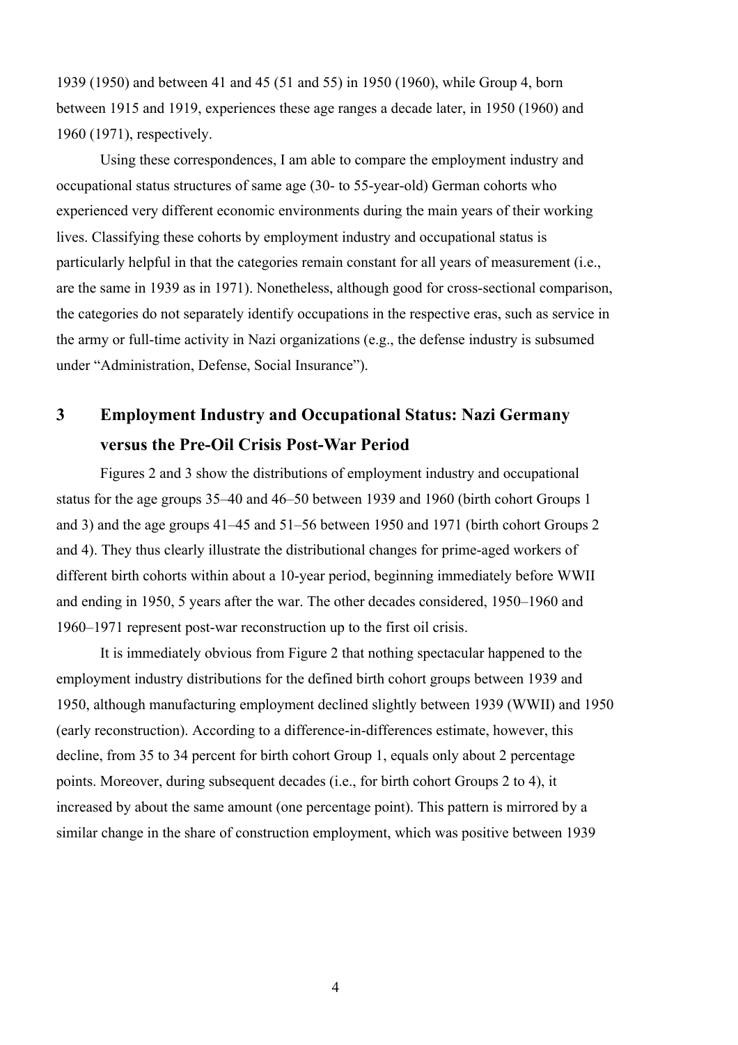1939 (1950) and between 41 and 45 (51 and 55) in 1950 (1960), while Group 4, born between 1915 and 1919, experiences these age ranges a decade later, in 1950 (1960) and 1960 (1971), respectively.

Using these correspondences, I am able to compare the employment industry and occupational status structures of same age (30- to 55-year-old) German cohorts who experienced very different economic environments during the main years of their working lives. Classifying these cohorts by employment industry and occupational status is particularly helpful in that the categories remain constant for all years of measurement (i.e., are the same in 1939 as in 1971). Nonetheless, although good for cross-sectional comparison, the categories do not separately identify occupations in the respective eras, such as service in the army or full-time activity in Nazi organizations (e.g., the defense industry is subsumed under "Administration, Defense, Social Insurance").

## 3 Employment Industry and Occupational Status: Nazi Germany versus the Pre-Oil Crisis Post-War Period

Figures 2 and 3 show the distributions of employment industry and occupational status for the age groups 35–40 and 46–50 between 1939 and 1960 (birth cohort Groups 1 and 3) and the age groups 41–45 and 51–56 between 1950 and 1971 (birth cohort Groups 2 and 4). They thus clearly illustrate the distributional changes for prime-aged workers of different birth cohorts within about a 10-year period, beginning immediately before WWII and ending in 1950, 5 years after the war. The other decades considered, 1950–1960 and 1960–1971 represent post-war reconstruction up to the first oil crisis.

It is immediately obvious from Figure 2 that nothing spectacular happened to the employment industry distributions for the defined birth cohort groups between 1939 and 1950, although manufacturing employment declined slightly between 1939 (WWII) and 1950 (early reconstruction). According to a difference-in-differences estimate, however, this decline, from 35 to 34 percent for birth cohort Group 1, equals only about 2 percentage points. Moreover, during subsequent decades (i.e., for birth cohort Groups 2 to 4), it increased by about the same amount (one percentage point). This pattern is mirrored by a similar change in the share of construction employment, which was positive between 1939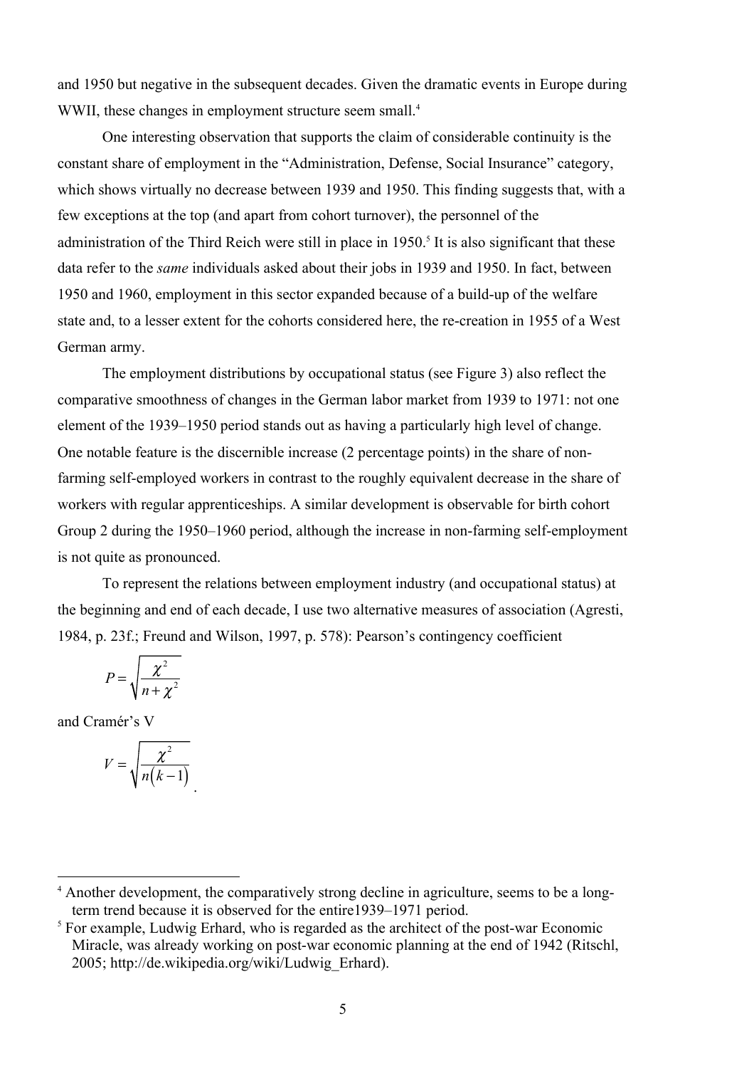and 1950 but negative in the subsequent decades. Given the dramatic events in Europe during WWII, these changes in employment structure seem small.[4]

One interesting observation that supports the claim of considerable continuity is the constant share of employment in the "Administration, Defense, Social Insurance" category, which shows virtually no decrease between 1939 and 1950. This finding suggests that, with a few exceptions at the top (and apart from cohort turnover), the personnel of the administration of the Third Reich were still in place in 1950.[5] It is also significant that these data refer to the *same* individuals asked about their jobs in 1939 and 1950. In fact, between 1950 and 1960, employment in this sector expanded because of a build-up of the welfare state and, to a lesser extent for the cohorts considered here, the re-creation in 1955 of a West German army.

The employment distributions by occupational status (see Figure 3) also reflect the comparative smoothness of changes in the German labor market from 1939 to 1971: not one element of the 1939–1950 period stands out as having a particularly high level of change. One notable feature is the discernible increase (2 percentage points) in the share of non-farming self-employed workers in contrast to the roughly equivalent decrease in the share of workers with regular apprenticeships. A similar development is observable for birth cohort Group 2 during the 1950–1960 period, although the increase in non-farming self-employment is not quite as pronounced.

To represent the relations between employment industry (and occupational status) at the beginning and end of each decade, I use two alternative measures of association (Agresti, 1984, p. 23f.; Freund and Wilson, 1997, p. 578): Pearson's contingency coefficient

$$P = \sqrt{\frac{\chi^2}{n + \chi^2}}$$

and Cramér's V

$$V = \sqrt{\frac{\chi^2}{n(k-1)}}.$$

---

[4] Another development, the comparatively strong decline in agriculture, seems to be a long-term trend because it is observed for the entire1939–1971 period.

[5] For example, Ludwig Erhard, who is regarded as the architect of the post-war Economic Miracle, was already working on post-war economic planning at the end of 1942 (Ritschl, 2005; http://de.wikipedia.org/wiki/Ludwig_Erhard).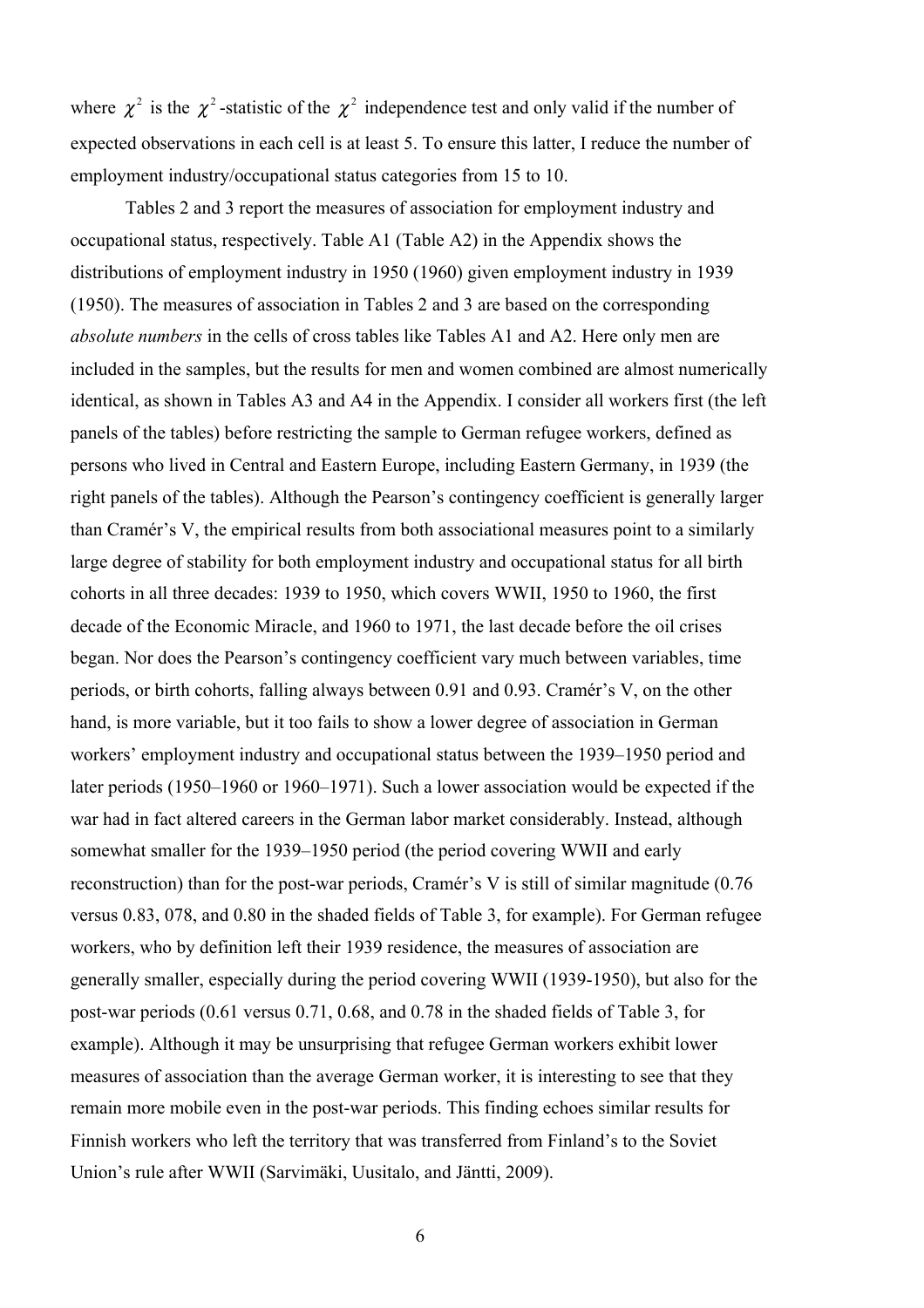where $\chi^2$ is the $\chi^2$-statistic of the $\chi^2$ independence test and only valid if the number of expected observations in each cell is at least 5. To ensure this latter, I reduce the number of employment industry/occupational status categories from 15 to 10.

Tables 2 and 3 report the measures of association for employment industry and occupational status, respectively. Table A1 (Table A2) in the Appendix shows the distributions of employment industry in 1950 (1960) given employment industry in 1939 (1950). The measures of association in Tables 2 and 3 are based on the corresponding *absolute numbers* in the cells of cross tables like Tables A1 and A2. Here only men are included in the samples, but the results for men and women combined are almost numerically identical, as shown in Tables A3 and A4 in the Appendix. I consider all workers first (the left panels of the tables) before restricting the sample to German refugee workers, defined as persons who lived in Central and Eastern Europe, including Eastern Germany, in 1939 (the right panels of the tables). Although the Pearson's contingency coefficient is generally larger than Cramér's V, the empirical results from both associational measures point to a similarly large degree of stability for both employment industry and occupational status for all birth cohorts in all three decades: 1939 to 1950, which covers WWII, 1950 to 1960, the first decade of the Economic Miracle, and 1960 to 1971, the last decade before the oil crises began. Nor does the Pearson's contingency coefficient vary much between variables, time periods, or birth cohorts, falling always between 0.91 and 0.93. Cramér's V, on the other hand, is more variable, but it too fails to show a lower degree of association in German workers' employment industry and occupational status between the 1939–1950 period and later periods (1950–1960 or 1960–1971). Such a lower association would be expected if the war had in fact altered careers in the German labor market considerably. Instead, although somewhat smaller for the 1939–1950 period (the period covering WWII and early reconstruction) than for the post-war periods, Cramér's V is still of similar magnitude (0.76 versus 0.83, 078, and 0.80 in the shaded fields of Table 3, for example). For German refugee workers, who by definition left their 1939 residence, the measures of association are generally smaller, especially during the period covering WWII (1939-1950), but also for the post-war periods (0.61 versus 0.71, 0.68, and 0.78 in the shaded fields of Table 3, for example). Although it may be unsurprising that refugee German workers exhibit lower measures of association than the average German worker, it is interesting to see that they remain more mobile even in the post-war periods. This finding echoes similar results for Finnish workers who left the territory that was transferred from Finland's to the Soviet Union's rule after WWII (Sarvimäki, Uusitalo, and Jäntti, 2009).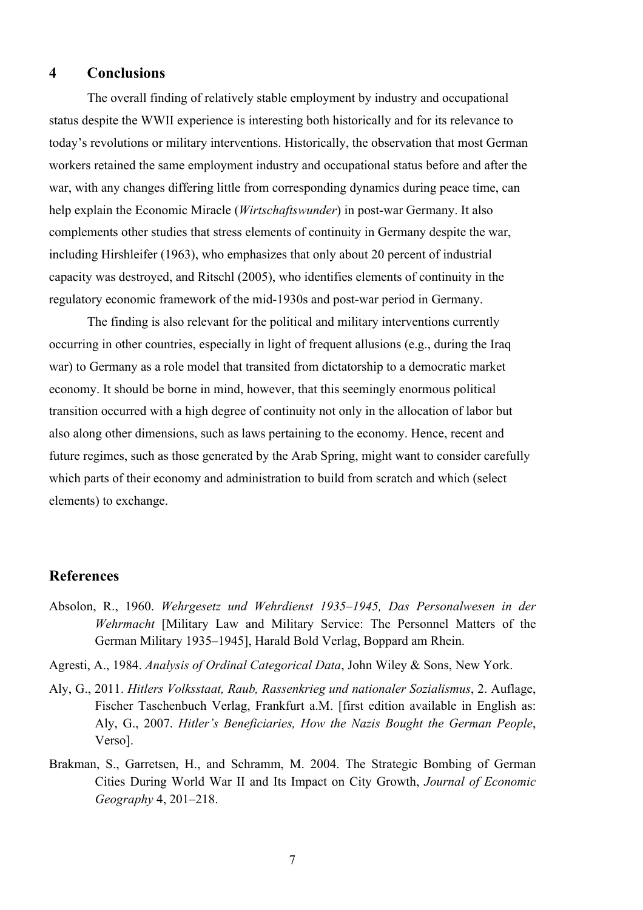## 4 Conclusions

The overall finding of relatively stable employment by industry and occupational status despite the WWII experience is interesting both historically and for its relevance to today's revolutions or military interventions. Historically, the observation that most German workers retained the same employment industry and occupational status before and after the war, with any changes differing little from corresponding dynamics during peace time, can help explain the Economic Miracle (*Wirtschaftswunder*) in post-war Germany. It also complements other studies that stress elements of continuity in Germany despite the war, including Hirshleifer (1963), who emphasizes that only about 20 percent of industrial capacity was destroyed, and Ritschl (2005), who identifies elements of continuity in the regulatory economic framework of the mid-1930s and post-war period in Germany.

The finding is also relevant for the political and military interventions currently occurring in other countries, especially in light of frequent allusions (e.g., during the Iraq war) to Germany as a role model that transited from dictatorship to a democratic market economy. It should be borne in mind, however, that this seemingly enormous political transition occurred with a high degree of continuity not only in the allocation of labor but also along other dimensions, such as laws pertaining to the economy. Hence, recent and future regimes, such as those generated by the Arab Spring, might want to consider carefully which parts of their economy and administration to build from scratch and which (select elements) to exchange.

## References

Absolon, R., 1960. *Wehrgesetz und Wehrdienst 1935–1945, Das Personalwesen in der Wehrmacht* [Military Law and Military Service: The Personnel Matters of the German Military 1935–1945], Harald Bold Verlag, Boppard am Rhein.

Agresti, A., 1984. *Analysis of Ordinal Categorical Data*, John Wiley & Sons, New York.

Aly, G., 2011. *Hitlers Volksstaat, Raub, Rassenkrieg und nationaler Sozialismus*, 2. Auflage, Fischer Taschenbuch Verlag, Frankfurt a.M. [first edition available in English as: Aly, G., 2007. *Hitler's Beneficiaries, How the Nazis Bought the German People*, Verso].

Brakman, S., Garretsen, H., and Schramm, M. 2004. The Strategic Bombing of German Cities During World War II and Its Impact on City Growth, *Journal of Economic Geography* 4, 201–218.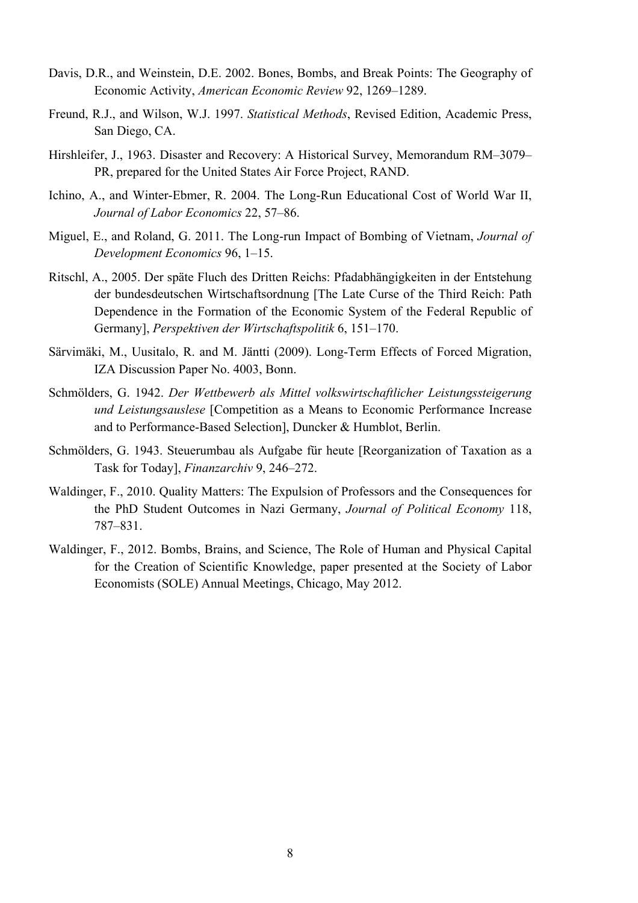Davis, D.R., and Weinstein, D.E. 2002. Bones, Bombs, and Break Points: The Geography of Economic Activity, *American Economic Review* 92, 1269–1289.

Freund, R.J., and Wilson, W.J. 1997. *Statistical Methods*, Revised Edition, Academic Press, San Diego, CA.

Hirshleifer, J., 1963. Disaster and Recovery: A Historical Survey, Memorandum RM–3079–PR, prepared for the United States Air Force Project, RAND.

Ichino, A., and Winter-Ebmer, R. 2004. The Long-Run Educational Cost of World War II, *Journal of Labor Economics* 22, 57–86.

Miguel, E., and Roland, G. 2011. The Long-run Impact of Bombing of Vietnam, *Journal of Development Economics* 96, 1–15.

Ritschl, A., 2005. Der späte Fluch des Dritten Reichs: Pfadabhängigkeiten in der Entstehung der bundesdeutschen Wirtschaftsordnung [The Late Curse of the Third Reich: Path Dependence in the Formation of the Economic System of the Federal Republic of Germany], *Perspektiven der Wirtschaftspolitik* 6, 151–170.

Särvimäki, M., Uusitalo, R. and M. Jäntti (2009). Long-Term Effects of Forced Migration, IZA Discussion Paper No. 4003, Bonn.

Schmölders, G. 1942. *Der Wettbewerb als Mittel volkswirtschaftlicher Leistungssteigerung und Leistungsauslese* [Competition as a Means to Economic Performance Increase and to Performance-Based Selection], Duncker & Humblot, Berlin.

Schmölders, G. 1943. Steuerumbau als Aufgabe für heute [Reorganization of Taxation as a Task for Today], *Finanzarchiv* 9, 246–272.

Waldinger, F., 2010. Quality Matters: The Expulsion of Professors and the Consequences for the PhD Student Outcomes in Nazi Germany, *Journal of Political Economy* 118, 787–831.

Waldinger, F., 2012. Bombs, Brains, and Science, The Role of Human and Physical Capital for the Creation of Scientific Knowledge, paper presented at the Society of Labor Economists (SOLE) Annual Meetings, Chicago, May 2012.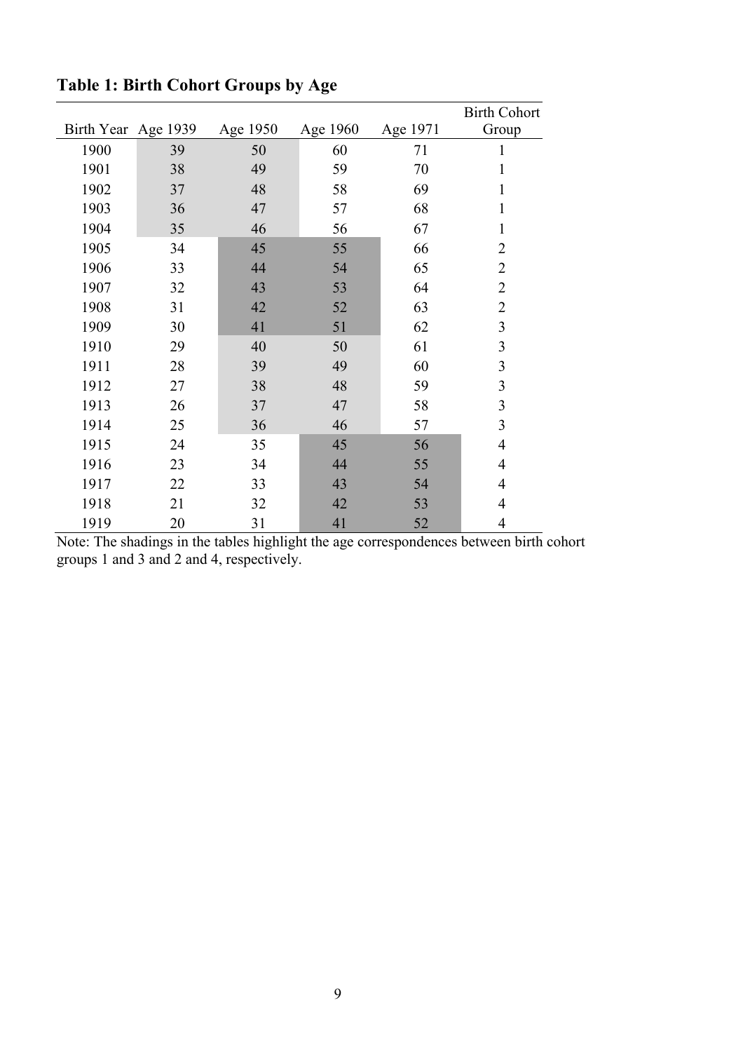**Table 1: Birth Cohort Groups by Age**

| Birth Year | Age 1939 | Age 1950 | Age 1960 | Age 1971 | Birth Cohort Group |
|---|---|---|---|---|---|
| 1900 | 39 | 50 | 60 | 71 | 1 |
| 1901 | 38 | 49 | 59 | 70 | 1 |
| 1902 | 37 | 48 | 58 | 69 | 1 |
| 1903 | 36 | 47 | 57 | 68 | 1 |
| 1904 | 35 | 46 | 56 | 67 | 1 |
| 1905 | 34 | 45 | 55 | 66 | 2 |
| 1906 | 33 | 44 | 54 | 65 | 2 |
| 1907 | 32 | 43 | 53 | 64 | 2 |
| 1908 | 31 | 42 | 52 | 63 | 2 |
| 1909 | 30 | 41 | 51 | 62 | 3 |
| 1910 | 29 | 40 | 50 | 61 | 3 |
| 1911 | 28 | 39 | 49 | 60 | 3 |
| 1912 | 27 | 38 | 48 | 59 | 3 |
| 1913 | 26 | 37 | 47 | 58 | 3 |
| 1914 | 25 | 36 | 46 | 57 | 3 |
| 1915 | 24 | 35 | 45 | 56 | 4 |
| 1916 | 23 | 34 | 44 | 55 | 4 |
| 1917 | 22 | 33 | 43 | 54 | 4 |
| 1918 | 21 | 32 | 42 | 53 | 4 |
| 1919 | 20 | 31 | 41 | 52 | 4 |

Note: The shadings in the tables highlight the age correspondences between birth cohort groups 1 and 3 and 2 and 4, respectively.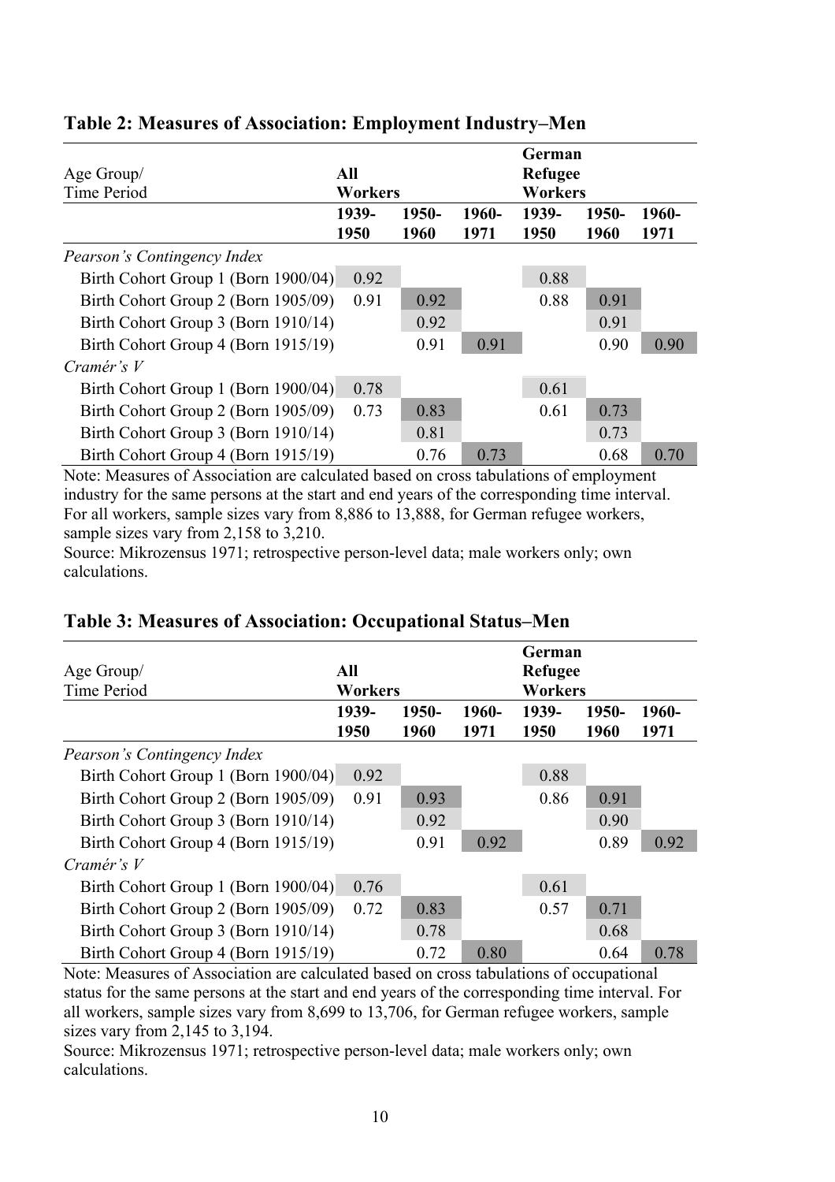## Table 2: Measures of Association: Employment Industry–Men

| Age Group/ Time Period | All Workers | | | German Refugee Workers | | |
|---|---|---|---|---|---|---|
| | 1939-1950 | 1950-1960 | 1960-1971 | 1939-1950 | 1950-1960 | 1960-1971 |
| *Pearson's Contingency Index* | | | | | | |
| Birth Cohort Group 1 (Born 1900/04) | 0.92 | | | 0.88 | | |
| Birth Cohort Group 2 (Born 1905/09) | 0.91 | 0.92 | | 0.88 | 0.91 | |
| Birth Cohort Group 3 (Born 1910/14) | | 0.92 | | | 0.91 | |
| Birth Cohort Group 4 (Born 1915/19) | | 0.91 | 0.91 | | 0.90 | 0.90 |
| *Cramér's V* | | | | | | |
| Birth Cohort Group 1 (Born 1900/04) | 0.78 | | | 0.61 | | |
| Birth Cohort Group 2 (Born 1905/09) | 0.73 | 0.83 | | 0.61 | 0.73 | |
| Birth Cohort Group 3 (Born 1910/14) | | 0.81 | | | 0.73 | |
| Birth Cohort Group 4 (Born 1915/19) | | 0.76 | 0.73 | | 0.68 | 0.70 |

Note: Measures of Association are calculated based on cross tabulations of employment industry for the same persons at the start and end years of the corresponding time interval. For all workers, sample sizes vary from 8,886 to 13,888, for German refugee workers, sample sizes vary from 2,158 to 3,210.

Source: Mikrozensus 1971; retrospective person-level data; male workers only; own calculations.

## Table 3: Measures of Association: Occupational Status–Men

| Age Group/ Time Period | All Workers | | | German Refugee Workers | | |
|---|---|---|---|---|---|---|
| | 1939-1950 | 1950-1960 | 1960-1971 | 1939-1950 | 1950-1960 | 1960-1971 |
| *Pearson's Contingency Index* | | | | | | |
| Birth Cohort Group 1 (Born 1900/04) | 0.92 | | | 0.88 | | |
| Birth Cohort Group 2 (Born 1905/09) | 0.91 | 0.93 | | 0.86 | 0.91 | |
| Birth Cohort Group 3 (Born 1910/14) | | 0.92 | | | 0.90 | |
| Birth Cohort Group 4 (Born 1915/19) | | 0.91 | 0.92 | | 0.89 | 0.92 |
| *Cramér's V* | | | | | | |
| Birth Cohort Group 1 (Born 1900/04) | 0.76 | | | 0.61 | | |
| Birth Cohort Group 2 (Born 1905/09) | 0.72 | 0.83 | | 0.57 | 0.71 | |
| Birth Cohort Group 3 (Born 1910/14) | | 0.78 | | | 0.68 | |
| Birth Cohort Group 4 (Born 1915/19) | | 0.72 | 0.80 | | 0.64 | 0.78 |

Note: Measures of Association are calculated based on cross tabulations of occupational status for the same persons at the start and end years of the corresponding time interval. For all workers, sample sizes vary from 8,699 to 13,706, for German refugee workers, sample sizes vary from 2,145 to 3,194.

Source: Mikrozensus 1971; retrospective person-level data; male workers only; own calculations.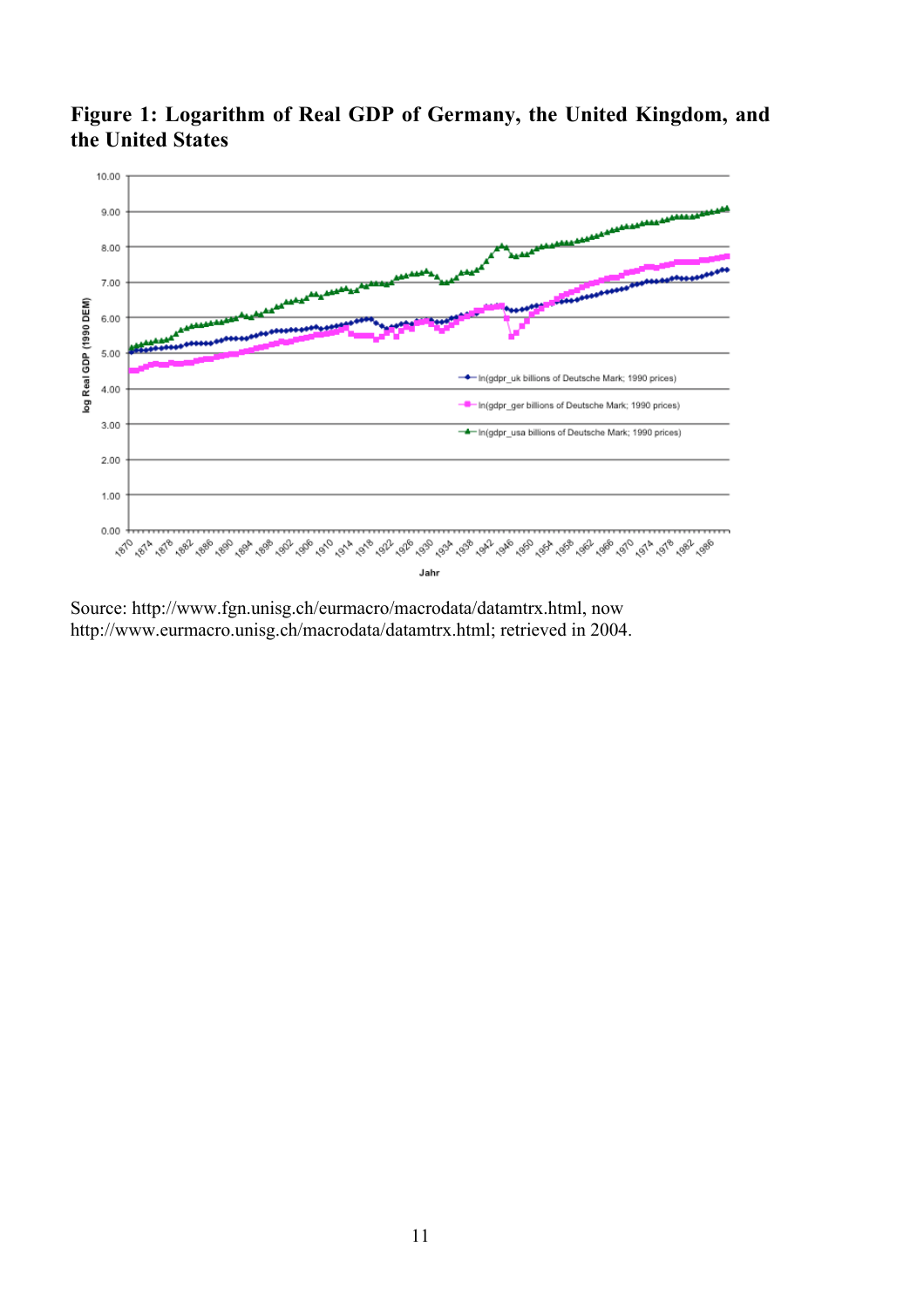**Figure 1: Logarithm of Real GDP of Germany, the United Kingdom, and the United States**

Source: http://www.fgn.unisg.ch/eurmacro/macrodata/datamtrx.html, now http://www.eurmacro.unisg.ch/macrodata/datamtrx.html; retrieved in 2004.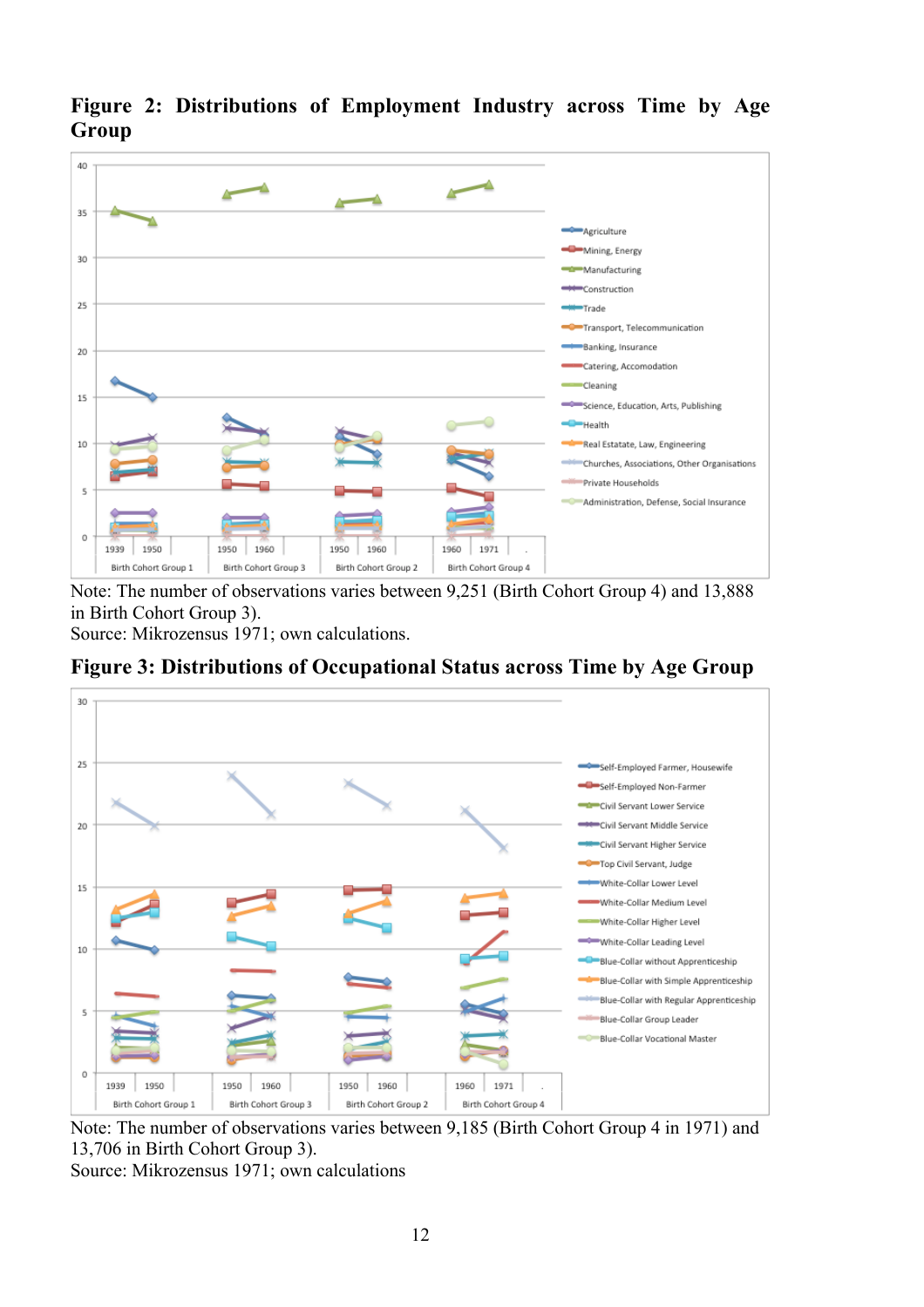**Figure 2: Distributions of Employment Industry across Time by Age Group**

Note: The number of observations varies between 9,251 (Birth Cohort Group 4) and 13,888 in Birth Cohort Group 3).
Source: Mikrozensus 1971; own calculations.

**Figure 3: Distributions of Occupational Status across Time by Age Group**

Note: The number of observations varies between 9,185 (Birth Cohort Group 4 in 1971) and 13,706 in Birth Cohort Group 3).
Source: Mikrozensus 1971; own calculations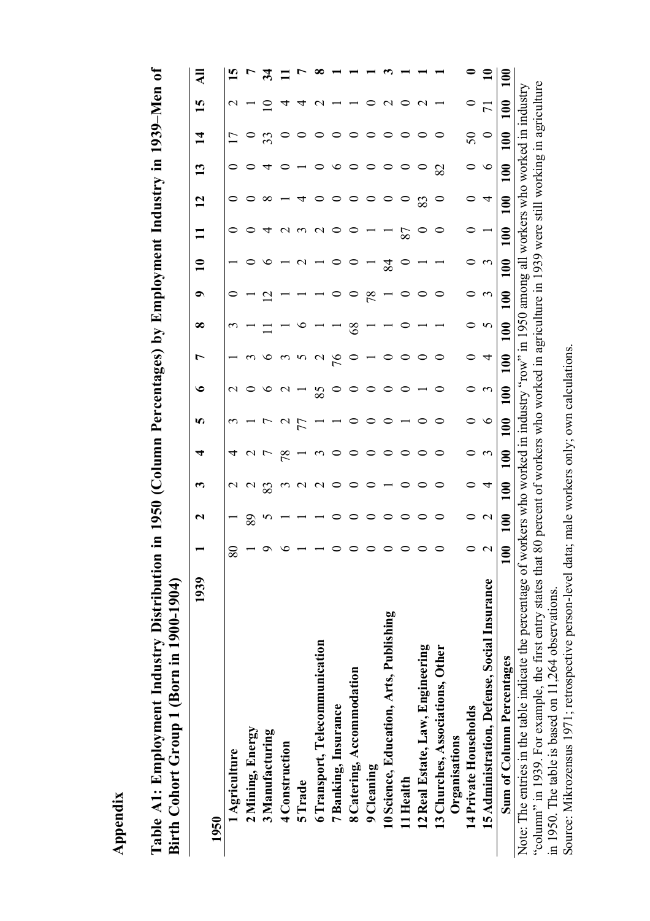## Appendix

**Table A1: Employment Industry Distribution in 1950 (Column Percentages) by Employment Industry in 1939–Men of Birth Cohort Group 1 (Born in 1900-1904)**

| 1950 \ 1939 | 1 | 2 | 3 | 4 | 5 | 6 | 7 | 8 | 9 | 10 | 11 | 12 | 13 | 14 | 15 | All |
|---|---|---|---|---|---|---|---|---|---|---|---|---|---|---|---|---|
| **1 Agriculture** | 80 | 1 | 2 | 4 | 3 | 2 | 1 | 3 | 0 | 1 | 0 | 0 | 0 | 17 | 2 | **15** |
| **2 Mining, Energy** | 1 | 89 | 2 | 2 | 1 | 0 | 3 | 1 | 1 | 0 | 0 | 0 | 0 | 0 | 1 | **7** |
| **3 Manufacturing** | 9 | 5 | 83 | 7 | 7 | 6 | 6 | 11 | 12 | 6 | 4 | 8 | 4 | 33 | 10 | **34** |
| **4 Construction** | 6 | 1 | 3 | 78 | 2 | 2 | 3 | 1 | 1 | 1 | 2 | 1 | 0 | 0 | 4 | **11** |
| **5 Trade** | 1 | 1 | 2 | 1 | 77 | 1 | 5 | 6 | 1 | 2 | 3 | 4 | 1 | 0 | 4 | **7** |
| **6 Transport, Telecommunication** | 1 | 1 | 2 | 3 | 1 | 85 | 2 | 1 | 1 | 1 | 2 | 0 | 0 | 0 | 2 | **8** |
| **7 Banking, Insurance** | 0 | 0 | 0 | 0 | 1 | 0 | 76 | 1 | 0 | 0 | 0 | 0 | 6 | 0 | 1 | **1** |
| **8 Catering, Accommodation** | 0 | 0 | 0 | 0 | 0 | 0 | 0 | 68 | 0 | 0 | 0 | 0 | 0 | 0 | 1 | **1** |
| **9 Cleaning** | 0 | 0 | 0 | 0 | 0 | 0 | 1 | 1 | 78 | 1 | 1 | 0 | 0 | 0 | 0 | **1** |
| **10 Science, Education, Arts, Publishing** | 0 | 0 | 1 | 0 | 0 | 0 | 0 | 1 | 1 | 84 | 1 | 0 | 0 | 0 | 2 | **3** |
| **11 Health** | 0 | 0 | 0 | 0 | 1 | 0 | 0 | 0 | 0 | 0 | 87 | 0 | 0 | 0 | 0 | **1** |
| **12 Real Estate, Law, Engineering** | 0 | 0 | 0 | 0 | 0 | 1 | 0 | 1 | 0 | 1 | 0 | 83 | 0 | 0 | 2 | **1** |
| **13 Churches, Associations, Other Organisations** | 0 | 0 | 0 | 0 | 0 | 0 | 0 | 1 | 0 | 1 | 0 | 0 | 82 | 0 | 1 | **1** |
| **14 Private Households** | 0 | 0 | 0 | 0 | 0 | 0 | 0 | 0 | 0 | 0 | 0 | 0 | 0 | 50 | 0 | **0** |
| **15 Administration, Defense, Social Insurance** | 2 | 2 | 4 | 3 | 6 | 3 | 4 | 5 | 3 | 3 | 1 | 4 | 6 | 0 | 71 | **10** |
| **Sum of Column Percentages** | **100** | **100** | **100** | **100** | **100** | **100** | **100** | **100** | **100** | **100** | **100** | **100** | **100** | **100** | **100** | **100** |

Note: The entries in the table indicate the percentage of workers who worked in industry "row" in 1950 among all workers who worked in industry "column" in 1939. For example, the first entry states that 80 percent of workers who worked in agriculture in 1939 were still working in agriculture in 1950. The table is based on 11,264 observations.

Source: Mikrozensus 1971; retrospective person-level data; male workers only; own calculations.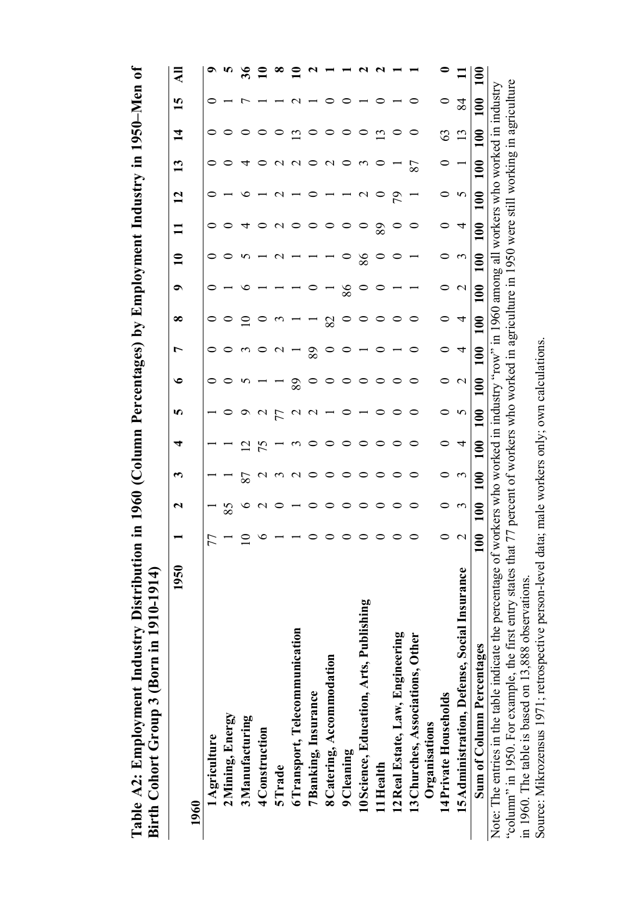**Table A2: Employment Industry Distribution in 1960 (Column Percentages) by Employment Industry in 1950–Men of Birth Cohort Group 3 (Born in 1910-1914)**

| 1960 \ 1950 | 1 | 2 | 3 | 4 | 5 | 6 | 7 | 8 | 9 | 10 | 11 | 12 | 13 | 14 | 15 | All |
|---|---|---|---|---|---|---|---|---|---|---|---|---|---|---|---|---|
| **1 Agriculture** | 77 | 1 | 1 | 1 | 1 | 0 | 0 | 0 | 0 | 0 | 0 | 0 | 0 | 0 | 0 | 9 |
| **2 Mining, Energy** | 1 | 85 | 1 | 1 | 0 | 0 | 0 | 0 | 1 | 0 | 0 | 1 | 0 | 0 | 1 | 5 |
| **3 Manufacturing** | 10 | 6 | 87 | 12 | 9 | 5 | 3 | 10 | 6 | 5 | 4 | 6 | 4 | 0 | 7 | 36 |
| **4 Construction** | 6 | 2 | 2 | 75 | 2 | 1 | 0 | 0 | 1 | 1 | 0 | 1 | 0 | 0 | 1 | 10 |
| **5 Trade** | 1 | 0 | 3 | 1 | 77 | 1 | 2 | 3 | 1 | 2 | 2 | 2 | 2 | 0 | 1 | 8 |
| **6 Transport, Telecommunication** | 1 | 1 | 2 | 3 | 2 | 89 | 1 | 1 | 1 | 1 | 0 | 1 | 2 | 13 | 2 | 10 |
| **7 Banking, Insurance** | 0 | 0 | 0 | 0 | 2 | 0 | 89 | 1 | 0 | 1 | 0 | 0 | 0 | 0 | 1 | 2 |
| **8 Catering, Accommodation** | 0 | 0 | 0 | 0 | 1 | 0 | 0 | 82 | 1 | 1 | 0 | 1 | 2 | 0 | 0 | 1 |
| **9 Cleaning** | 0 | 0 | 0 | 0 | 0 | 0 | 0 | 0 | 86 | 0 | 0 | 1 | 0 | 0 | 0 | 1 |
| **10 Science, Education, Arts, Publishing** | 0 | 0 | 0 | 0 | 1 | 0 | 1 | 0 | 0 | 86 | 0 | 2 | 3 | 0 | 1 | 2 |
| **11 Health** | 0 | 0 | 0 | 0 | 0 | 0 | 0 | 0 | 0 | 0 | 89 | 0 | 0 | 13 | 0 | 2 |
| **12 Real Estate, Law, Engineering** | 0 | 0 | 0 | 0 | 0 | 0 | 1 | 0 | 1 | 0 | 0 | 79 | 1 | 0 | 1 | 1 |
| **13 Churches, Associations, Other Organisations** | 0 | 0 | 0 | 0 | 0 | 0 | 0 | 0 | 1 | 1 | 0 | 1 | 87 | 0 | 0 | 1 |
| **14 Private Households** | 0 | 0 | 0 | 0 | 0 | 0 | 0 | 0 | 0 | 0 | 0 | 0 | 0 | 63 | 0 | 0 |
| **15 Administration, Defense, Social Insurance** | 2 | 3 | 3 | 4 | 5 | 2 | 4 | 4 | 2 | 3 | 4 | 5 | 1 | 13 | 84 | 11 |
| **Sum of Column Percentages** | **100** | **100** | **100** | **100** | **100** | **100** | **100** | **100** | **100** | **100** | **100** | **100** | **100** | **100** | **100** | **100** |

Note: The entries in the table indicate the percentage of workers who worked in industry "row" in 1960 among all workers who worked in industry "column" in 1950. For example, the first entry states that 77 percent of workers who worked in agriculture in 1950 were still working in agriculture in 1960. The table is based on 13,888 observations.

Source: Mikrozensus 1971; retrospective person-level data; male workers only; own calculations.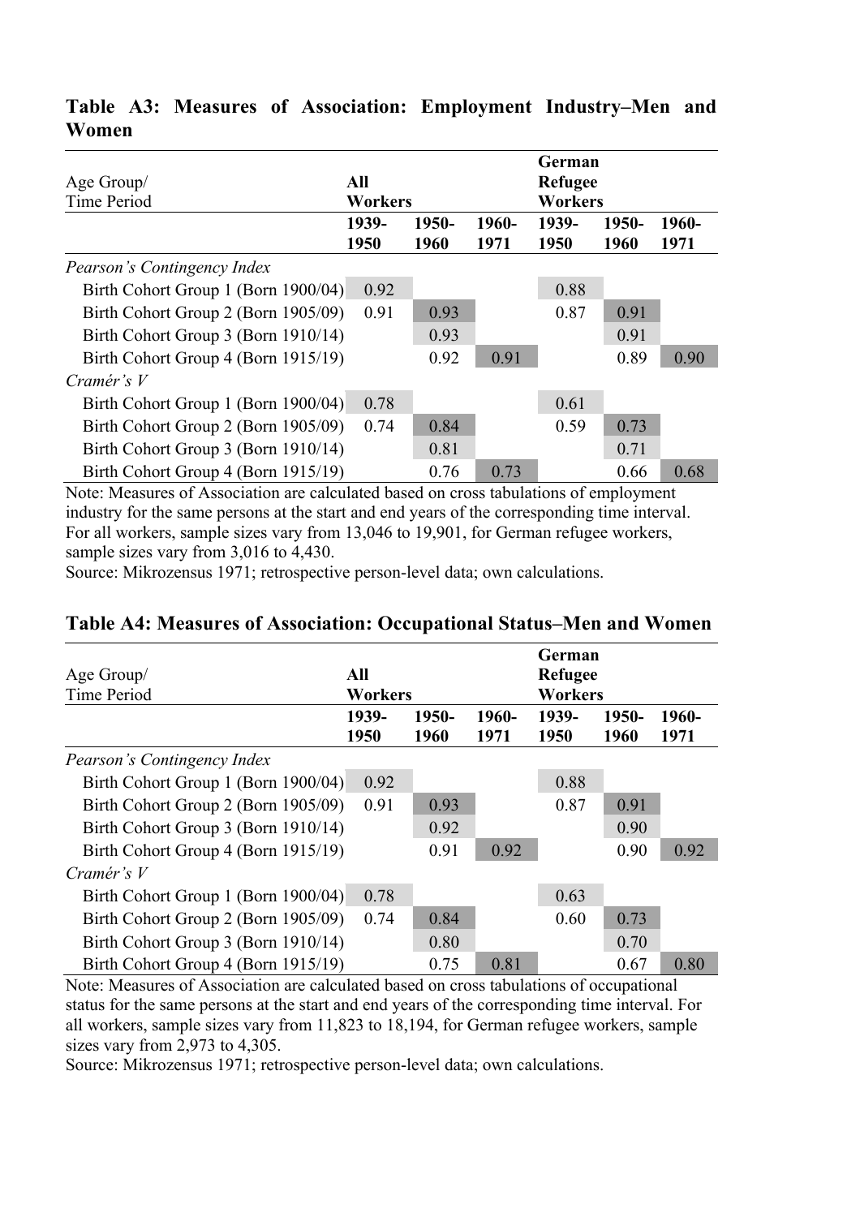**Table A3: Measures of Association: Employment Industry–Men and Women**

| Age Group/ Time Period | All Workers | | | German Refugee Workers | | |
|---|---|---|---|---|---|---|
| | 1939-1950 | 1950-1960 | 1960-1971 | 1939-1950 | 1950-1960 | 1960-1971 |
| *Pearson's Contingency Index* | | | | | | |
| Birth Cohort Group 1 (Born 1900/04) | 0.92 | | | 0.88 | | |
| Birth Cohort Group 2 (Born 1905/09) | 0.91 | 0.93 | | 0.87 | 0.91 | |
| Birth Cohort Group 3 (Born 1910/14) | | 0.93 | | | 0.91 | |
| Birth Cohort Group 4 (Born 1915/19) | | 0.92 | 0.91 | | 0.89 | 0.90 |
| *Cramér's V* | | | | | | |
| Birth Cohort Group 1 (Born 1900/04) | 0.78 | | | 0.61 | | |
| Birth Cohort Group 2 (Born 1905/09) | 0.74 | 0.84 | | 0.59 | 0.73 | |
| Birth Cohort Group 3 (Born 1910/14) | | 0.81 | | | 0.71 | |
| Birth Cohort Group 4 (Born 1915/19) | | 0.76 | 0.73 | | 0.66 | 0.68 |

Note: Measures of Association are calculated based on cross tabulations of employment industry for the same persons at the start and end years of the corresponding time interval. For all workers, sample sizes vary from 13,046 to 19,901, for German refugee workers, sample sizes vary from 3,016 to 4,430.

Source: Mikrozensus 1971; retrospective person-level data; own calculations.

**Table A4: Measures of Association: Occupational Status–Men and Women**

| Age Group/ Time Period | All Workers | | | German Refugee Workers | | |
|---|---|---|---|---|---|---|
| | 1939-1950 | 1950-1960 | 1960-1971 | 1939-1950 | 1950-1960 | 1960-1971 |
| *Pearson's Contingency Index* | | | | | | |
| Birth Cohort Group 1 (Born 1900/04) | 0.92 | | | 0.88 | | |
| Birth Cohort Group 2 (Born 1905/09) | 0.91 | 0.93 | | 0.87 | 0.91 | |
| Birth Cohort Group 3 (Born 1910/14) | | 0.92 | | | 0.90 | |
| Birth Cohort Group 4 (Born 1915/19) | | 0.91 | 0.92 | | 0.90 | 0.92 |
| *Cramér's V* | | | | | | |
| Birth Cohort Group 1 (Born 1900/04) | 0.78 | | | 0.63 | | |
| Birth Cohort Group 2 (Born 1905/09) | 0.74 | 0.84 | | 0.60 | 0.73 | |
| Birth Cohort Group 3 (Born 1910/14) | | 0.80 | | | 0.70 | |
| Birth Cohort Group 4 (Born 1915/19) | | 0.75 | 0.81 | | 0.67 | 0.80 |

Note: Measures of Association are calculated based on cross tabulations of occupational status for the same persons at the start and end years of the corresponding time interval. For all workers, sample sizes vary from 11,823 to 18,194, for German refugee workers, sample sizes vary from 2,973 to 4,305.

Source: Mikrozensus 1971; retrospective person-level data; own calculations.